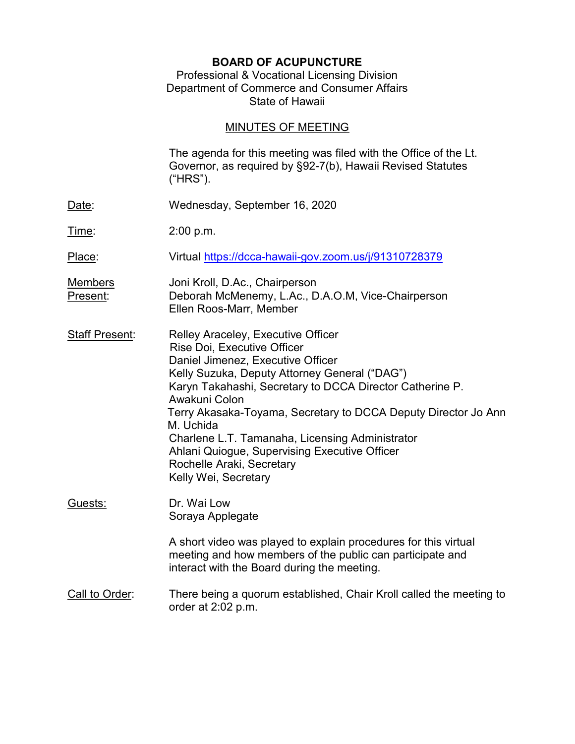# BOARD OF ACUPUNCTURE

Professional & Vocational Licensing Division
Department of Commerce and Consumer Affairs
State of Hawaii

## MINUTES OF MEETING

The agenda for this meeting was filed with the Office of the Lt. Governor, as required by §92-7(b), Hawaii Revised Statutes ("HRS").

Date: Wednesday, September 16, 2020

Time: 2:00 p.m.

Place: Virtual https://dcca-hawaii-gov.zoom.us/j/91310728379

Members Present:
Joni Kroll, D.Ac., Chairperson
Deborah McMenemy, L.Ac., D.A.O.M, Vice-Chairperson
Ellen Roos-Marr, Member

Staff Present:
Relley Araceley, Executive Officer
Rise Doi, Executive Officer
Daniel Jimenez, Executive Officer
Kelly Suzuka, Deputy Attorney General ("DAG")
Karyn Takahashi, Secretary to DCCA Director Catherine P. Awakuni Colon
Terry Akasaka-Toyama, Secretary to DCCA Deputy Director Jo Ann M. Uchida
Charlene L.T. Tamanaha, Licensing Administrator
Ahlani Quiogue, Supervising Executive Officer
Rochelle Araki, Secretary
Kelly Wei, Secretary

Guests:
Dr. Wai Low
Soraya Applegate

A short video was played to explain procedures for this virtual meeting and how members of the public can participate and interact with the Board during the meeting.

Call to Order: There being a quorum established, Chair Kroll called the meeting to order at 2:02 p.m.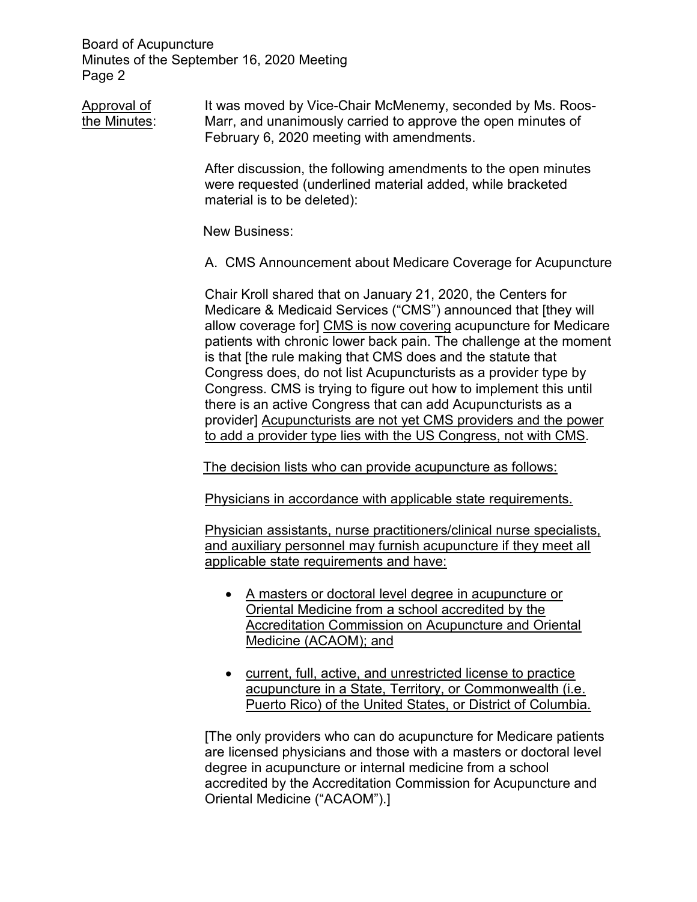<u>Approval of the Minutes</u>: It was moved by Vice-Chair McMenemy, seconded by Ms. Roos-Marr, and unanimously carried to approve the open minutes of February 6, 2020 meeting with amendments.

After discussion, the following amendments to the open minutes were requested (underlined material added, while bracketed material is to be deleted):

New Business:

A. CMS Announcement about Medicare Coverage for Acupuncture

Chair Kroll shared that on January 21, 2020, the Centers for Medicare & Medicaid Services ("CMS") announced that [they will allow coverage for] <u>CMS is now covering</u> acupuncture for Medicare patients with chronic lower back pain. The challenge at the moment is that [the rule making that CMS does and the statute that Congress does, do not list Acupuncturists as a provider type by Congress. CMS is trying to figure out how to implement this until there is an active Congress that can add Acupuncturists as a provider] <u>Acupuncturists are not yet CMS providers and the power to add a provider type lies with the US Congress, not with CMS</u>.

<u>The decision lists who can provide acupuncture as follows:</u>

<u>Physicians in accordance with applicable state requirements.</u>

<u>Physician assistants, nurse practitioners/clinical nurse specialists, and auxiliary personnel may furnish acupuncture if they meet all applicable state requirements and have:</u>

- <u>A masters or doctoral level degree in acupuncture or Oriental Medicine from a school accredited by the Accreditation Commission on Acupuncture and Oriental Medicine (ACAOM); and</u>
- <u>current, full, active, and unrestricted license to practice acupuncture in a State, Territory, or Commonwealth (i.e. Puerto Rico) of the United States, or District of Columbia.</u>

[The only providers who can do acupuncture for Medicare patients are licensed physicians and those with a masters or doctoral level degree in acupuncture or internal medicine from a school accredited by the Accreditation Commission for Acupuncture and Oriental Medicine ("ACAOM").]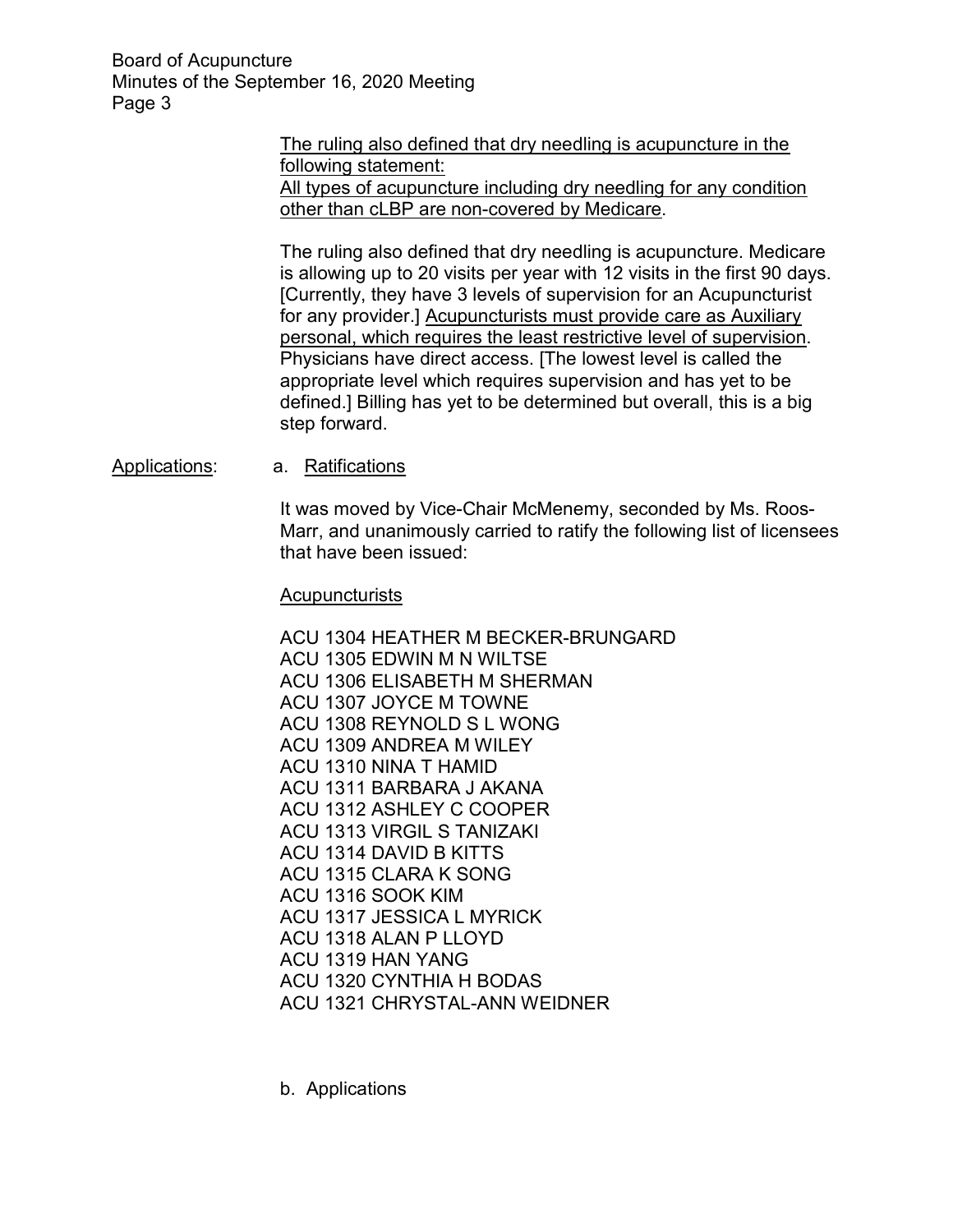<u>The ruling also defined that dry needling is acupuncture in the following statement:</u>
<u>All types of acupuncture including dry needling for any condition other than cLBP are non-covered by Medicare</u>.

The ruling also defined that dry needling is acupuncture. Medicare is allowing up to 20 visits per year with 12 visits in the first 90 days. [Currently, they have 3 levels of supervision for an Acupuncturist for any provider.] <u>Acupuncturists must provide care as Auxiliary personal, which requires the least restrictive level of supervision</u>. Physicians have direct access. [The lowest level is called the appropriate level which requires supervision and has yet to be defined.] Billing has yet to be determined but overall, this is a big step forward.

<u>Applications</u>: a. <u>Ratifications</u>

It was moved by Vice-Chair McMenemy, seconded by Ms. Roos-Marr, and unanimously carried to ratify the following list of licensees that have been issued:

<u>Acupuncturists</u>

ACU 1304 HEATHER M BECKER-BRUNGARD
ACU 1305 EDWIN M N WILTSE
ACU 1306 ELISABETH M SHERMAN
ACU 1307 JOYCE M TOWNE
ACU 1308 REYNOLD S L WONG
ACU 1309 ANDREA M WILEY
ACU 1310 NINA T HAMID
ACU 1311 BARBARA J AKANA
ACU 1312 ASHLEY C COOPER
ACU 1313 VIRGIL S TANIZAKI
ACU 1314 DAVID B KITTS
ACU 1315 CLARA K SONG
ACU 1316 SOOK KIM
ACU 1317 JESSICA L MYRICK
ACU 1318 ALAN P LLOYD
ACU 1319 HAN YANG
ACU 1320 CYNTHIA H BODAS
ACU 1321 CHRYSTAL-ANN WEIDNER

b. Applications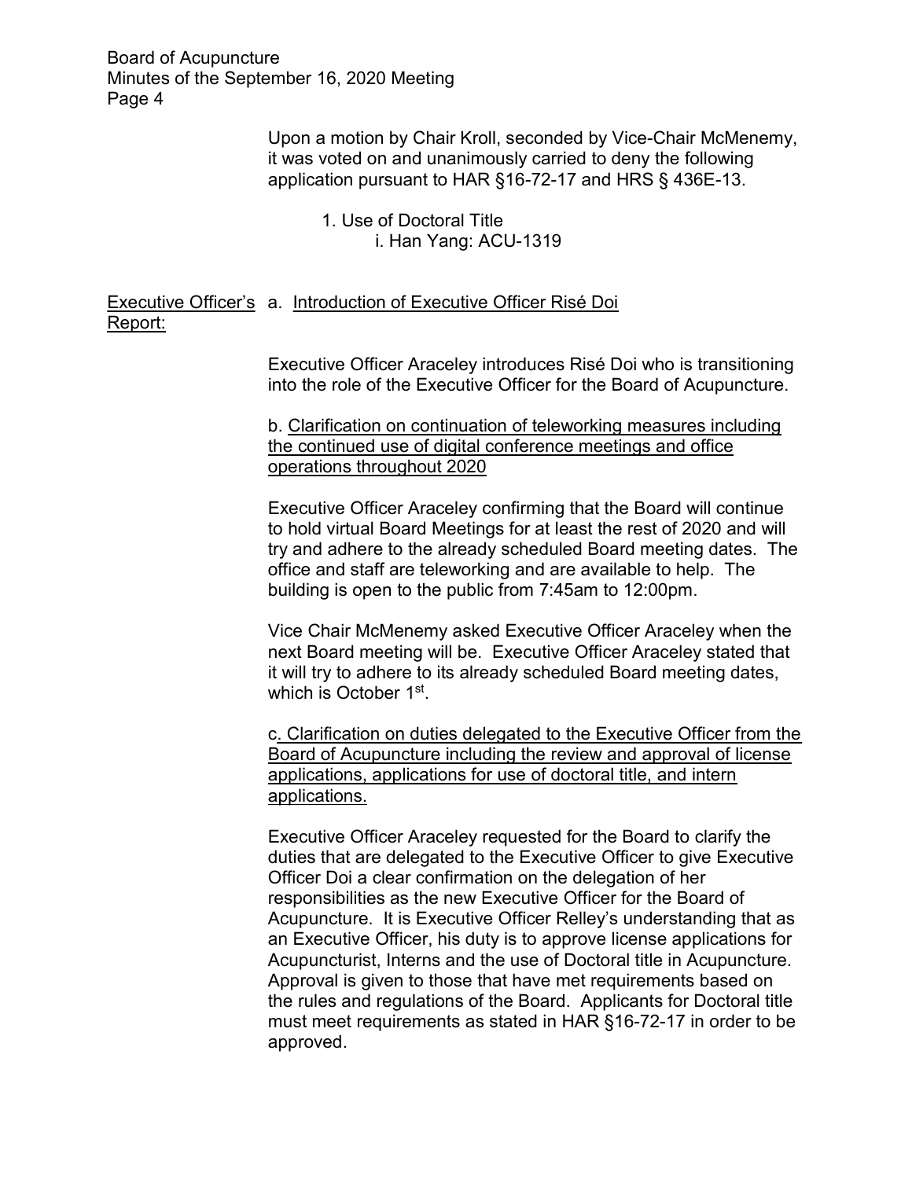Upon a motion by Chair Kroll, seconded by Vice-Chair McMenemy, it was voted on and unanimously carried to deny the following application pursuant to HAR §16-72-17 and HRS § 436E-13.

1. Use of Doctoral Title
   i. Han Yang: ACU-1319

Executive Officer's Report:

a. Introduction of Executive Officer Risé Doi

Executive Officer Araceley introduces Risé Doi who is transitioning into the role of the Executive Officer for the Board of Acupuncture.

b. Clarification on continuation of teleworking measures including the continued use of digital conference meetings and office operations throughout 2020

Executive Officer Araceley confirming that the Board will continue to hold virtual Board Meetings for at least the rest of 2020 and will try and adhere to the already scheduled Board meeting dates. The office and staff are teleworking and are available to help. The building is open to the public from 7:45am to 12:00pm.

Vice Chair McMenemy asked Executive Officer Araceley when the next Board meeting will be. Executive Officer Araceley stated that it will try to adhere to its already scheduled Board meeting dates, which is October 1st.

c. Clarification on duties delegated to the Executive Officer from the Board of Acupuncture including the review and approval of license applications, applications for use of doctoral title, and intern applications.

Executive Officer Araceley requested for the Board to clarify the duties that are delegated to the Executive Officer to give Executive Officer Doi a clear confirmation on the delegation of her responsibilities as the new Executive Officer for the Board of Acupuncture. It is Executive Officer Relley's understanding that as an Executive Officer, his duty is to approve license applications for Acupuncturist, Interns and the use of Doctoral title in Acupuncture. Approval is given to those that have met requirements based on the rules and regulations of the Board. Applicants for Doctoral title must meet requirements as stated in HAR §16-72-17 in order to be approved.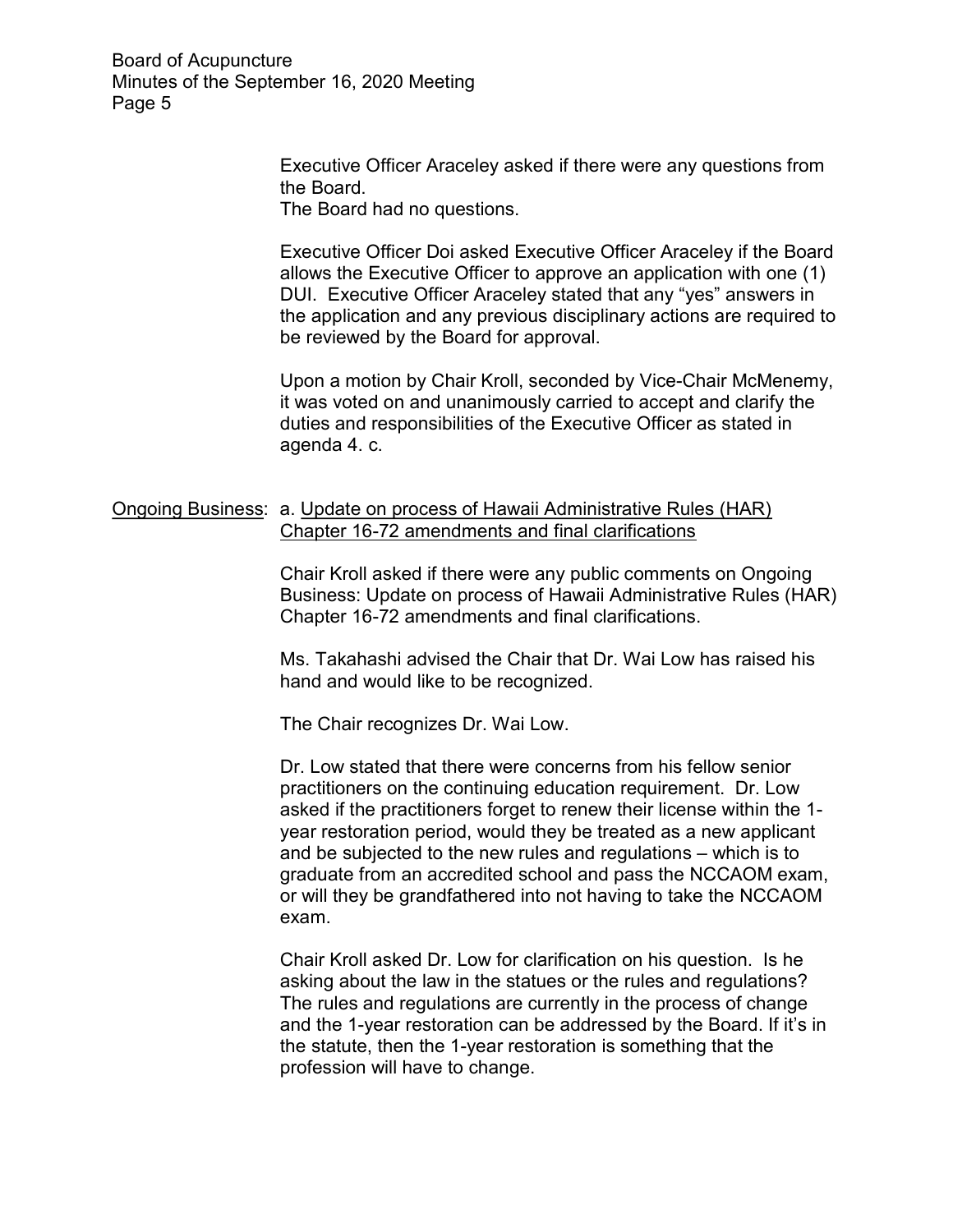Executive Officer Araceley asked if there were any questions from the Board.
The Board had no questions.

Executive Officer Doi asked Executive Officer Araceley if the Board allows the Executive Officer to approve an application with one (1) DUI. Executive Officer Araceley stated that any "yes" answers in the application and any previous disciplinary actions are required to be reviewed by the Board for approval.

Upon a motion by Chair Kroll, seconded by Vice-Chair McMenemy, it was voted on and unanimously carried to accept and clarify the duties and responsibilities of the Executive Officer as stated in agenda 4. c.

Ongoing Business: a. Update on process of Hawaii Administrative Rules (HAR) Chapter 16-72 amendments and final clarifications

Chair Kroll asked if there were any public comments on Ongoing Business: Update on process of Hawaii Administrative Rules (HAR) Chapter 16-72 amendments and final clarifications.

Ms. Takahashi advised the Chair that Dr. Wai Low has raised his hand and would like to be recognized.

The Chair recognizes Dr. Wai Low.

Dr. Low stated that there were concerns from his fellow senior practitioners on the continuing education requirement. Dr. Low asked if the practitioners forget to renew their license within the 1-year restoration period, would they be treated as a new applicant and be subjected to the new rules and regulations – which is to graduate from an accredited school and pass the NCCAOM exam, or will they be grandfathered into not having to take the NCCAOM exam.

Chair Kroll asked Dr. Low for clarification on his question. Is he asking about the law in the statues or the rules and regulations? The rules and regulations are currently in the process of change and the 1-year restoration can be addressed by the Board. If it's in the statute, then the 1-year restoration is something that the profession will have to change.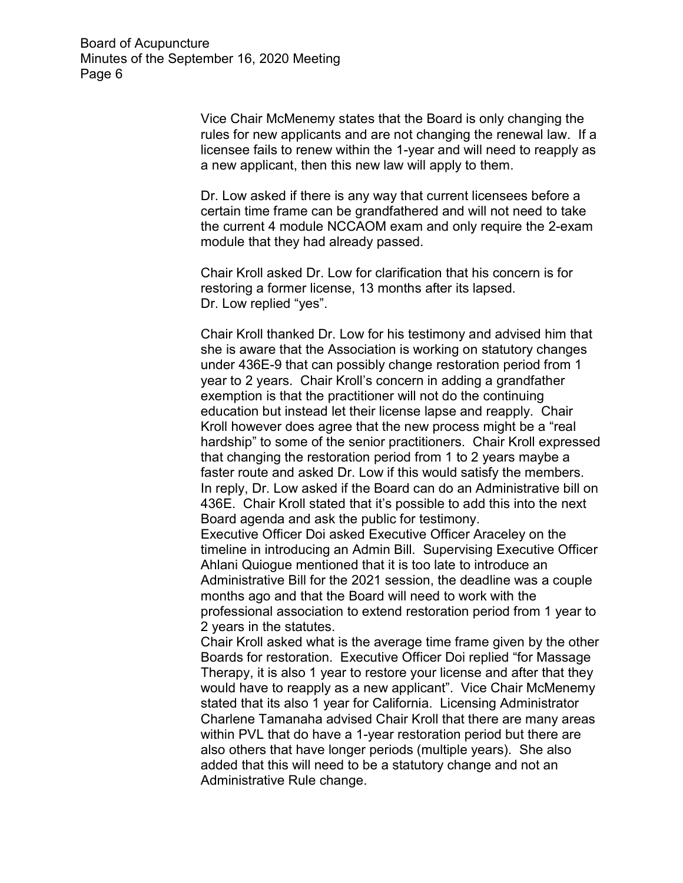Vice Chair McMenemy states that the Board is only changing the rules for new applicants and are not changing the renewal law. If a licensee fails to renew within the 1-year and will need to reapply as a new applicant, then this new law will apply to them.

Dr. Low asked if there is any way that current licensees before a certain time frame can be grandfathered and will not need to take the current 4 module NCCAOM exam and only require the 2-exam module that they had already passed.

Chair Kroll asked Dr. Low for clarification that his concern is for restoring a former license, 13 months after its lapsed.
Dr. Low replied "yes".

Chair Kroll thanked Dr. Low for his testimony and advised him that she is aware that the Association is working on statutory changes under 436E-9 that can possibly change restoration period from 1 year to 2 years. Chair Kroll's concern in adding a grandfather exemption is that the practitioner will not do the continuing education but instead let their license lapse and reapply. Chair Kroll however does agree that the new process might be a "real hardship" to some of the senior practitioners. Chair Kroll expressed that changing the restoration period from 1 to 2 years maybe a faster route and asked Dr. Low if this would satisfy the members. In reply, Dr. Low asked if the Board can do an Administrative bill on 436E. Chair Kroll stated that it's possible to add this into the next Board agenda and ask the public for testimony.
Executive Officer Doi asked Executive Officer Araceley on the timeline in introducing an Admin Bill. Supervising Executive Officer Ahlani Quiogue mentioned that it is too late to introduce an Administrative Bill for the 2021 session, the deadline was a couple months ago and that the Board will need to work with the professional association to extend restoration period from 1 year to 2 years in the statutes.
Chair Kroll asked what is the average time frame given by the other Boards for restoration. Executive Officer Doi replied "for Massage Therapy, it is also 1 year to restore your license and after that they would have to reapply as a new applicant". Vice Chair McMenemy stated that its also 1 year for California. Licensing Administrator Charlene Tamanaha advised Chair Kroll that there are many areas within PVL that do have a 1-year restoration period but there are also others that have longer periods (multiple years). She also added that this will need to be a statutory change and not an Administrative Rule change.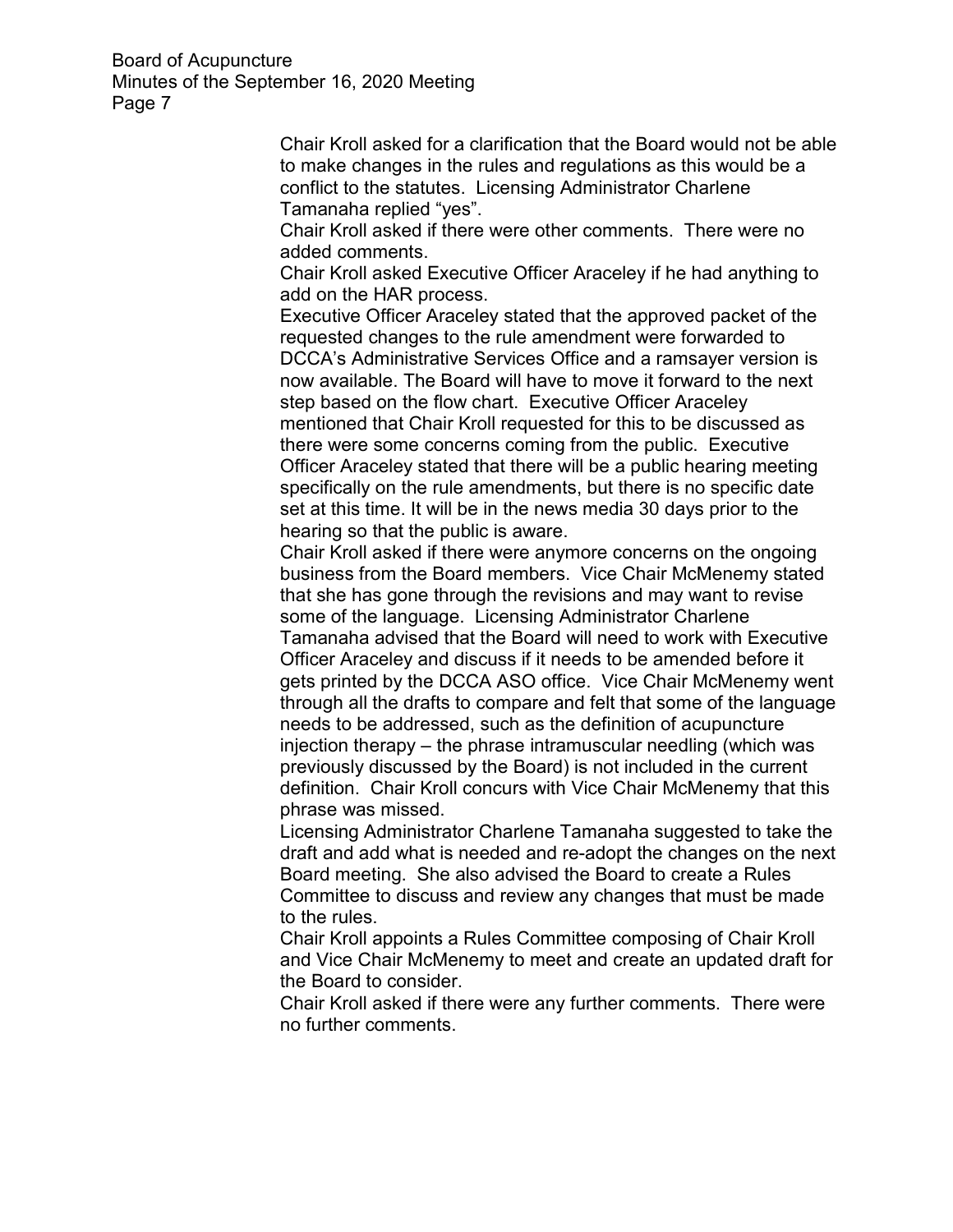Chair Kroll asked for a clarification that the Board would not be able to make changes in the rules and regulations as this would be a conflict to the statutes. Licensing Administrator Charlene Tamanaha replied "yes".

Chair Kroll asked if there were other comments. There were no added comments.

Chair Kroll asked Executive Officer Araceley if he had anything to add on the HAR process.

Executive Officer Araceley stated that the approved packet of the requested changes to the rule amendment were forwarded to DCCA's Administrative Services Office and a ramsayer version is now available. The Board will have to move it forward to the next step based on the flow chart. Executive Officer Araceley mentioned that Chair Kroll requested for this to be discussed as there were some concerns coming from the public. Executive Officer Araceley stated that there will be a public hearing meeting specifically on the rule amendments, but there is no specific date set at this time. It will be in the news media 30 days prior to the hearing so that the public is aware.

Chair Kroll asked if there were anymore concerns on the ongoing business from the Board members. Vice Chair McMenemy stated that she has gone through the revisions and may want to revise some of the language. Licensing Administrator Charlene Tamanaha advised that the Board will need to work with Executive Officer Araceley and discuss if it needs to be amended before it gets printed by the DCCA ASO office. Vice Chair McMenemy went through all the drafts to compare and felt that some of the language needs to be addressed, such as the definition of acupuncture injection therapy – the phrase intramuscular needling (which was previously discussed by the Board) is not included in the current definition. Chair Kroll concurs with Vice Chair McMenemy that this phrase was missed.

Licensing Administrator Charlene Tamanaha suggested to take the draft and add what is needed and re-adopt the changes on the next Board meeting. She also advised the Board to create a Rules Committee to discuss and review any changes that must be made to the rules.

Chair Kroll appoints a Rules Committee composing of Chair Kroll and Vice Chair McMenemy to meet and create an updated draft for the Board to consider.

Chair Kroll asked if there were any further comments. There were no further comments.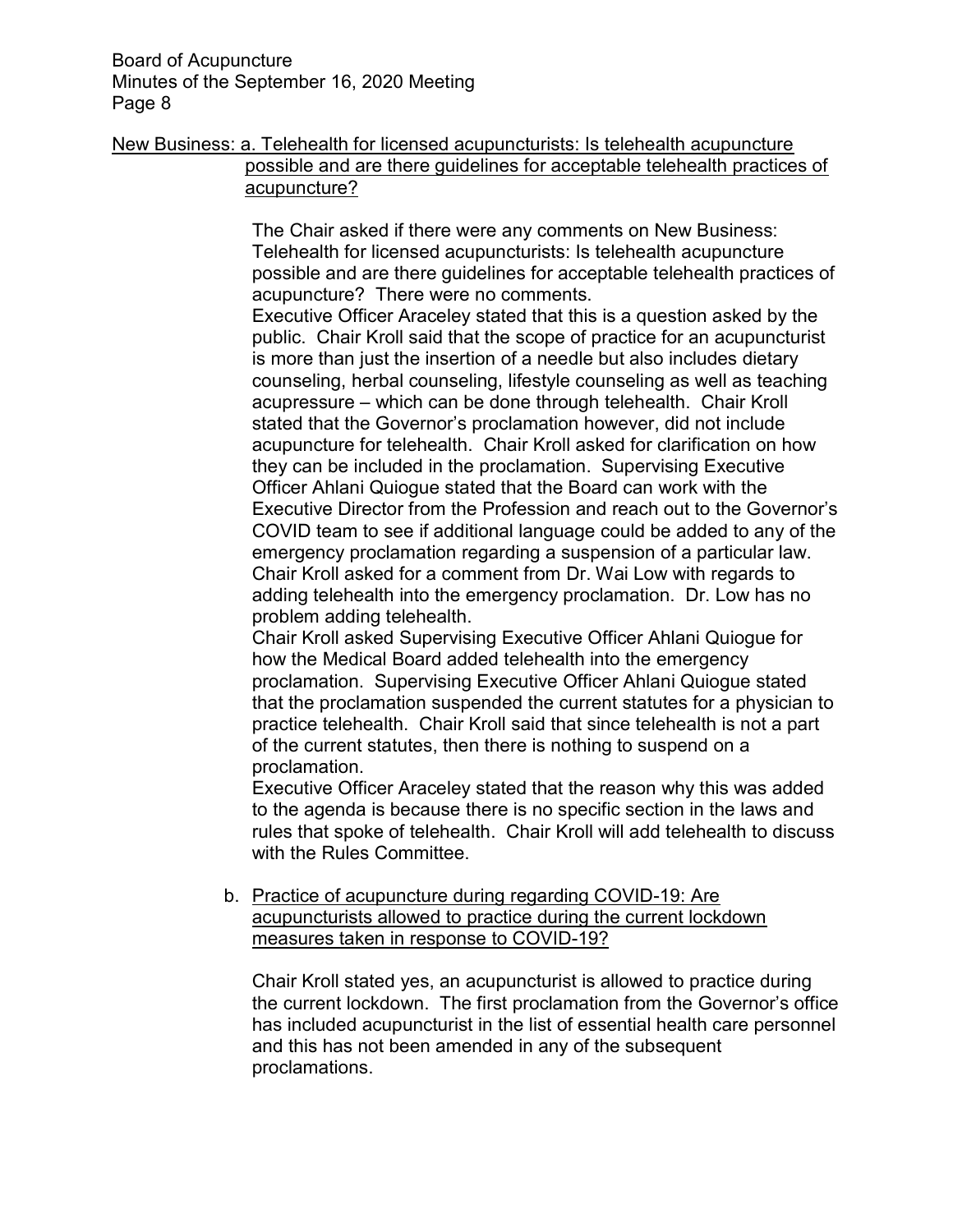New Business: a. Telehealth for licensed acupuncturists: Is telehealth acupuncture possible and are there guidelines for acceptable telehealth practices of acupuncture?

The Chair asked if there were any comments on New Business: Telehealth for licensed acupuncturists: Is telehealth acupuncture possible and are there guidelines for acceptable telehealth practices of acupuncture? There were no comments.

Executive Officer Araceley stated that this is a question asked by the public. Chair Kroll said that the scope of practice for an acupuncturist is more than just the insertion of a needle but also includes dietary counseling, herbal counseling, lifestyle counseling as well as teaching acupressure – which can be done through telehealth. Chair Kroll stated that the Governor's proclamation however, did not include acupuncture for telehealth. Chair Kroll asked for clarification on how they can be included in the proclamation. Supervising Executive Officer Ahlani Quiogue stated that the Board can work with the Executive Director from the Profession and reach out to the Governor's COVID team to see if additional language could be added to any of the emergency proclamation regarding a suspension of a particular law. Chair Kroll asked for a comment from Dr. Wai Low with regards to adding telehealth into the emergency proclamation. Dr. Low has no problem adding telehealth.

Chair Kroll asked Supervising Executive Officer Ahlani Quiogue for how the Medical Board added telehealth into the emergency proclamation. Supervising Executive Officer Ahlani Quiogue stated that the proclamation suspended the current statutes for a physician to practice telehealth. Chair Kroll said that since telehealth is not a part of the current statutes, then there is nothing to suspend on a proclamation.

Executive Officer Araceley stated that the reason why this was added to the agenda is because there is no specific section in the laws and rules that spoke of telehealth. Chair Kroll will add telehealth to discuss with the Rules Committee.

b. Practice of acupuncture during regarding COVID-19: Are acupuncturists allowed to practice during the current lockdown measures taken in response to COVID-19?

Chair Kroll stated yes, an acupuncturist is allowed to practice during the current lockdown. The first proclamation from the Governor's office has included acupuncturist in the list of essential health care personnel and this has not been amended in any of the subsequent proclamations.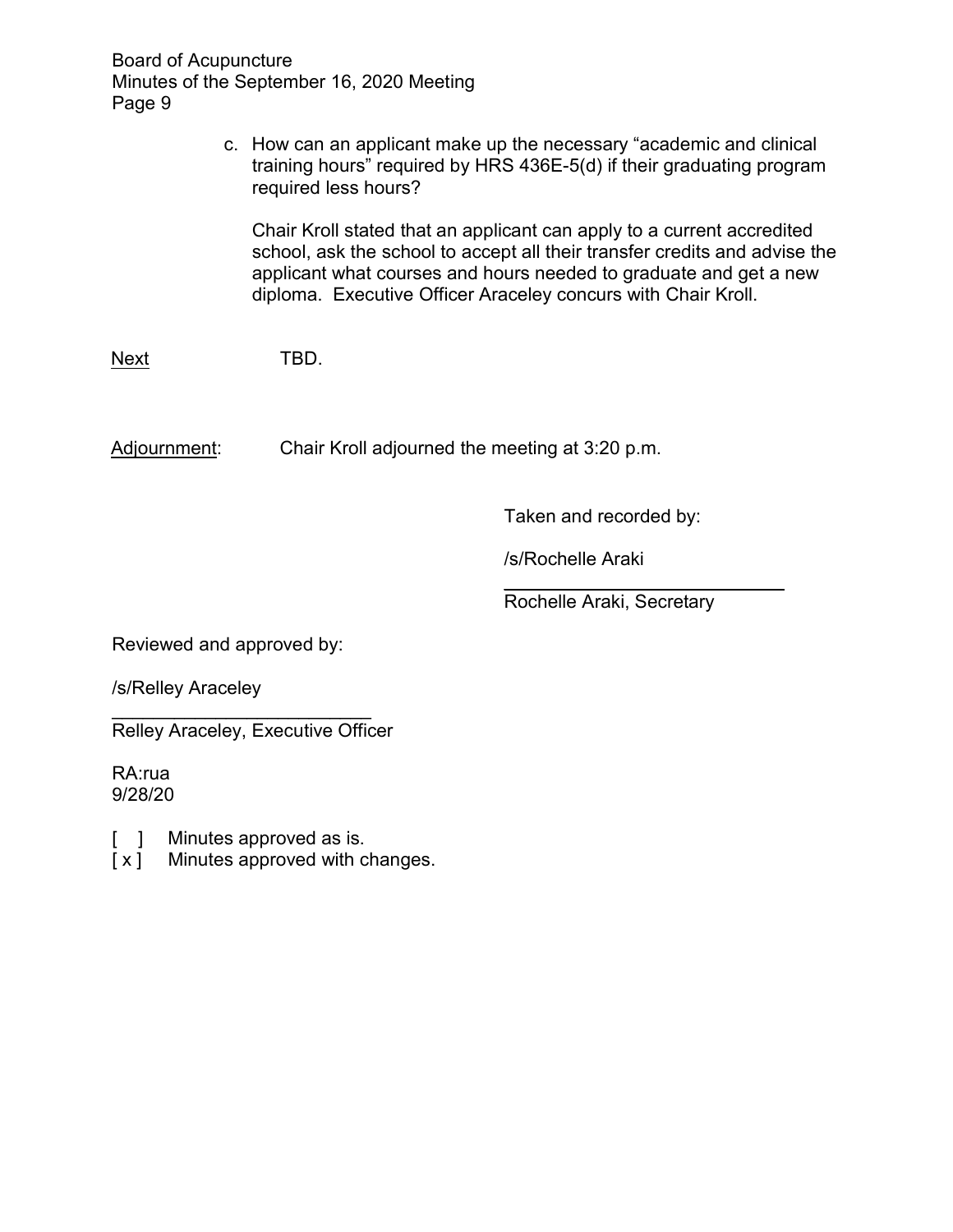c. How can an applicant make up the necessary "academic and clinical training hours" required by HRS 436E-5(d) if their graduating program required less hours?

   Chair Kroll stated that an applicant can apply to a current accredited school, ask the school to accept all their transfer credits and advise the applicant what courses and hours needed to graduate and get a new diploma. Executive Officer Araceley concurs with Chair Kroll.

Next TBD.

Adjournment: Chair Kroll adjourned the meeting at 3:20 p.m.

Taken and recorded by:

/s/Rochelle Araki

Rochelle Araki, Secretary

Reviewed and approved by:

/s/Relley Araceley

Relley Araceley, Executive Officer

RA:rua
9/28/20

[ ] Minutes approved as is.
[ x ] Minutes approved with changes.